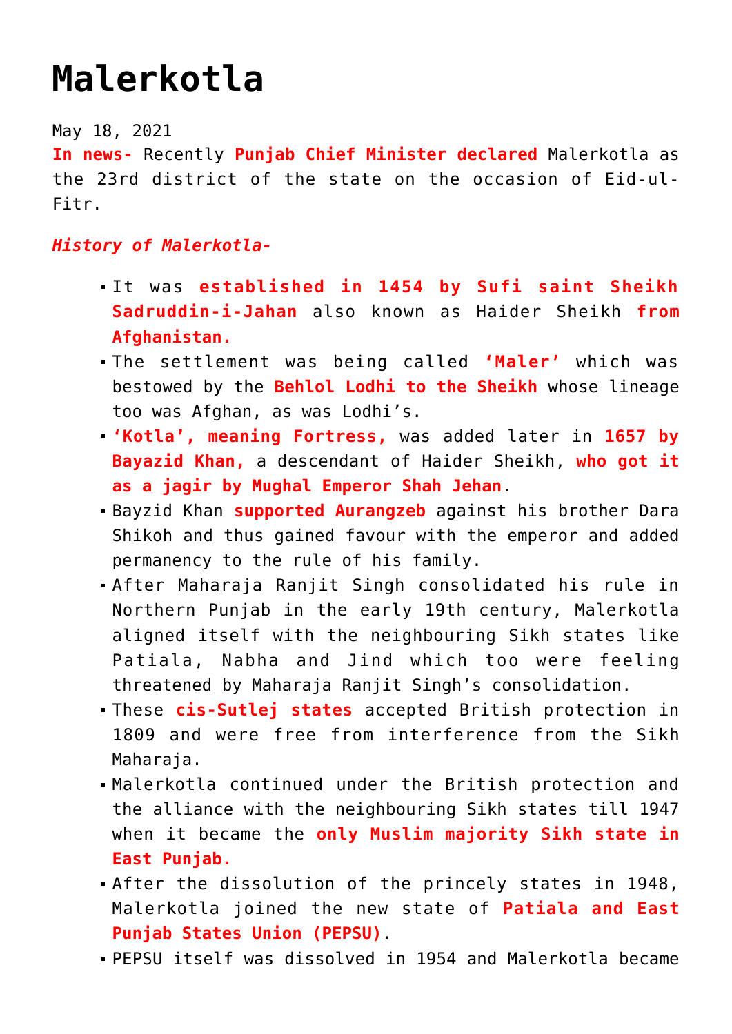# Malerkotla

May 18, 2021

**In news-** Recently **Punjab Chief Minister declared** Malerkotla as the 23rd district of the state on the occasion of Eid-ul-Fitr.

***History of Malerkotla-***

- It was **established in 1454 by Sufi saint Sheikh Sadruddin-i-Jahan** also known as Haider Sheikh **from Afghanistan.**
- The settlement was being called **'Maler'** which was bestowed by the **Behlol Lodhi to the Sheikh** whose lineage too was Afghan, as was Lodhi's.
- **'Kotla', meaning Fortress,** was added later in **1657 by Bayazid Khan,** a descendant of Haider Sheikh, **who got it as a jagir by Mughal Emperor Shah Jehan**.
- Bayzid Khan **supported Aurangzeb** against his brother Dara Shikoh and thus gained favour with the emperor and added permanency to the rule of his family.
- After Maharaja Ranjit Singh consolidated his rule in Northern Punjab in the early 19th century, Malerkotla aligned itself with the neighbouring Sikh states like Patiala, Nabha and Jind which too were feeling threatened by Maharaja Ranjit Singh's consolidation.
- These **cis-Sutlej states** accepted British protection in 1809 and were free from interference from the Sikh Maharaja.
- Malerkotla continued under the British protection and the alliance with the neighbouring Sikh states till 1947 when it became the **only Muslim majority Sikh state in East Punjab.**
- After the dissolution of the princely states in 1948, Malerkotla joined the new state of **Patiala and East Punjab States Union (PEPSU)**.
- PEPSU itself was dissolved in 1954 and Malerkotla became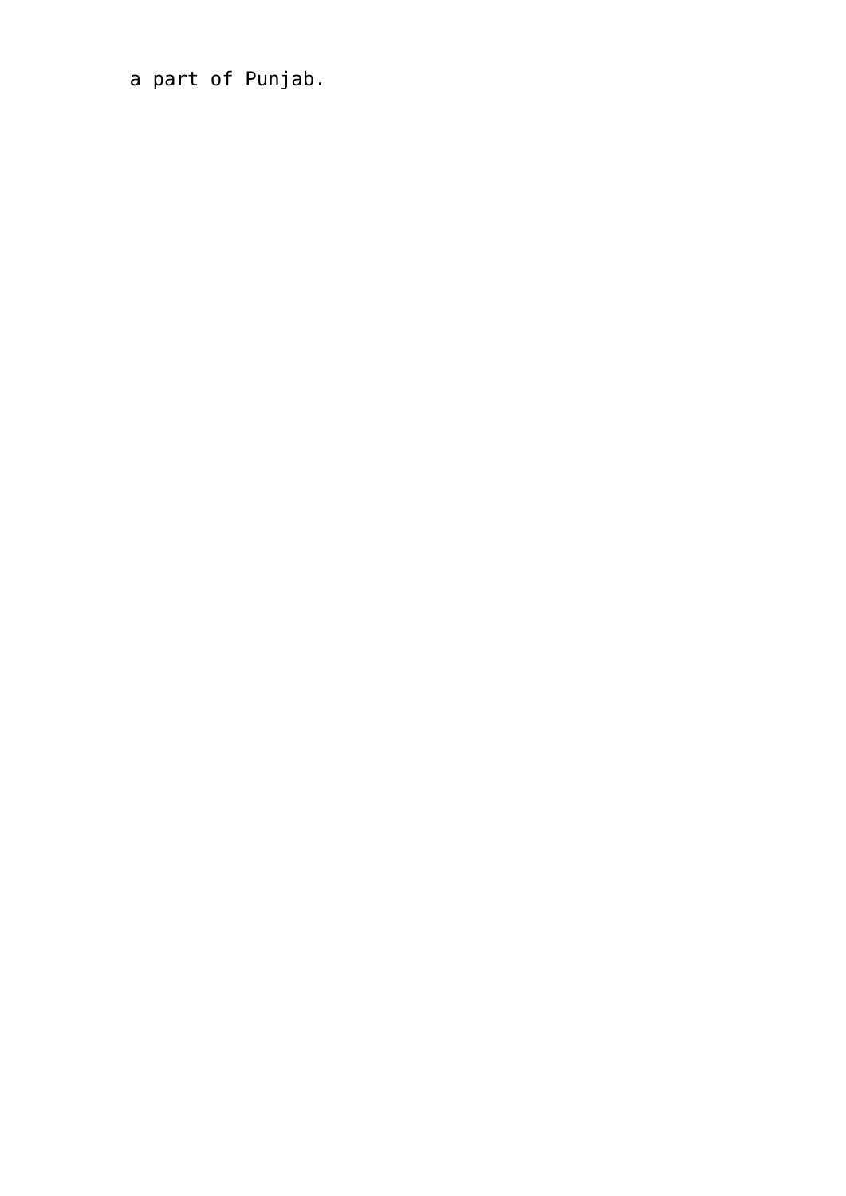a part of Punjab.